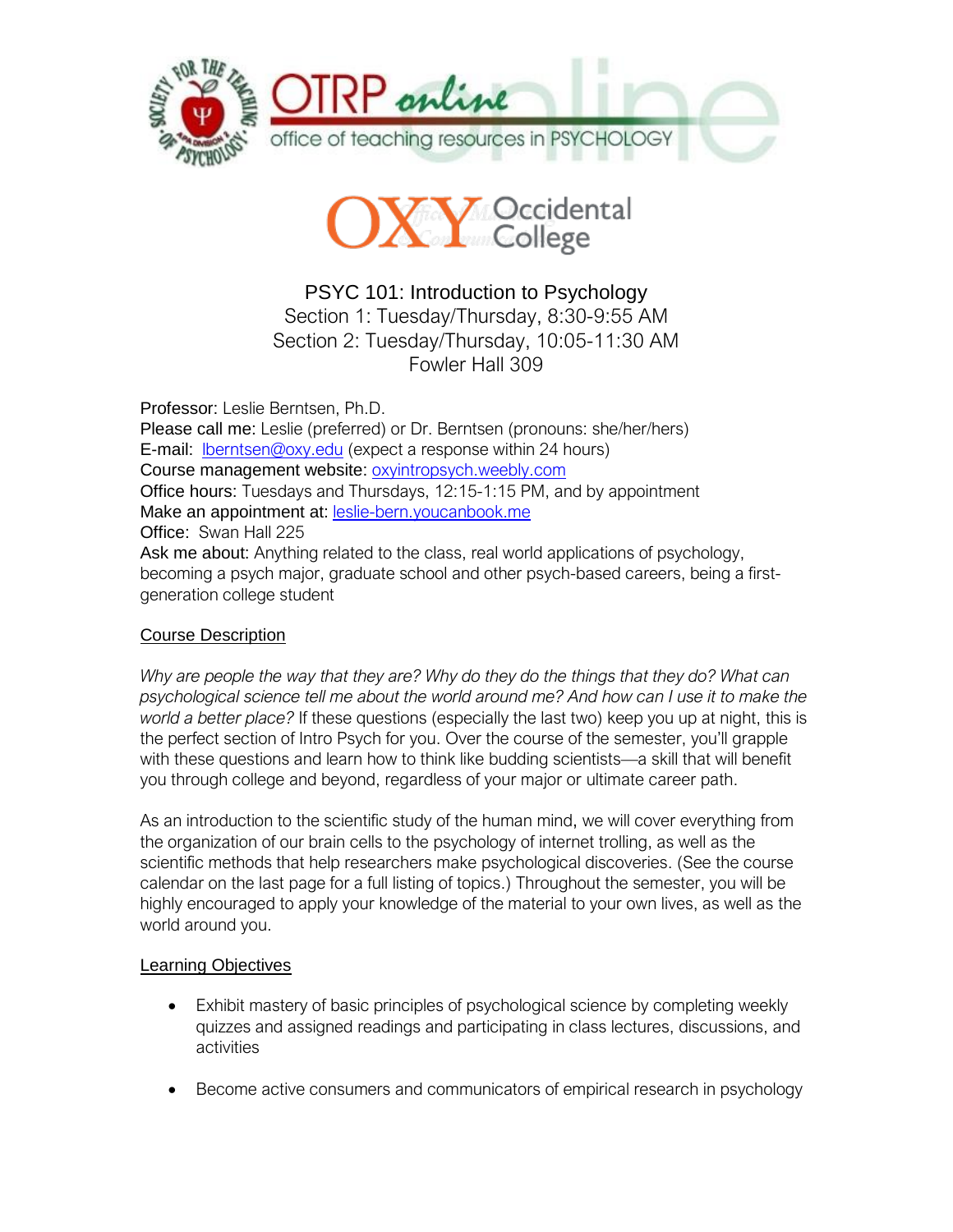# PSYC 101: Introduction to Psychology

Section 1: Tuesday/Thursday, 8:30-9:55 AM
Section 2: Tuesday/Thursday, 10:05-11:30 AM
Fowler Hall 309

Professor: Leslie Berntsen, Ph.D.
Please call me: Leslie (preferred) or Dr. Berntsen (pronouns: she/her/hers)
E-mail: lberntsen@oxy.edu (expect a response within 24 hours)
Course management website: oxyintropsych.weebly.com
Office hours: Tuesdays and Thursdays, 12:15-1:15 PM, and by appointment
Make an appointment at: leslie-bern.youcanbook.me
Office: Swan Hall 225
Ask me about: Anything related to the class, real world applications of psychology, becoming a psych major, graduate school and other psych-based careers, being a first-generation college student

## Course Description

*Why are people the way that they are? Why do they do the things that they do? What can psychological science tell me about the world around me? And how can I use it to make the world a better place?* If these questions (especially the last two) keep you up at night, this is the perfect section of Intro Psych for you. Over the course of the semester, you'll grapple with these questions and learn how to think like budding scientists—a skill that will benefit you through college and beyond, regardless of your major or ultimate career path.

As an introduction to the scientific study of the human mind, we will cover everything from the organization of our brain cells to the psychology of internet trolling, as well as the scientific methods that help researchers make psychological discoveries. (See the course calendar on the last page for a full listing of topics.) Throughout the semester, you will be highly encouraged to apply your knowledge of the material to your own lives, as well as the world around you.

## Learning Objectives

- Exhibit mastery of basic principles of psychological science by completing weekly quizzes and assigned readings and participating in class lectures, discussions, and activities
- Become active consumers and communicators of empirical research in psychology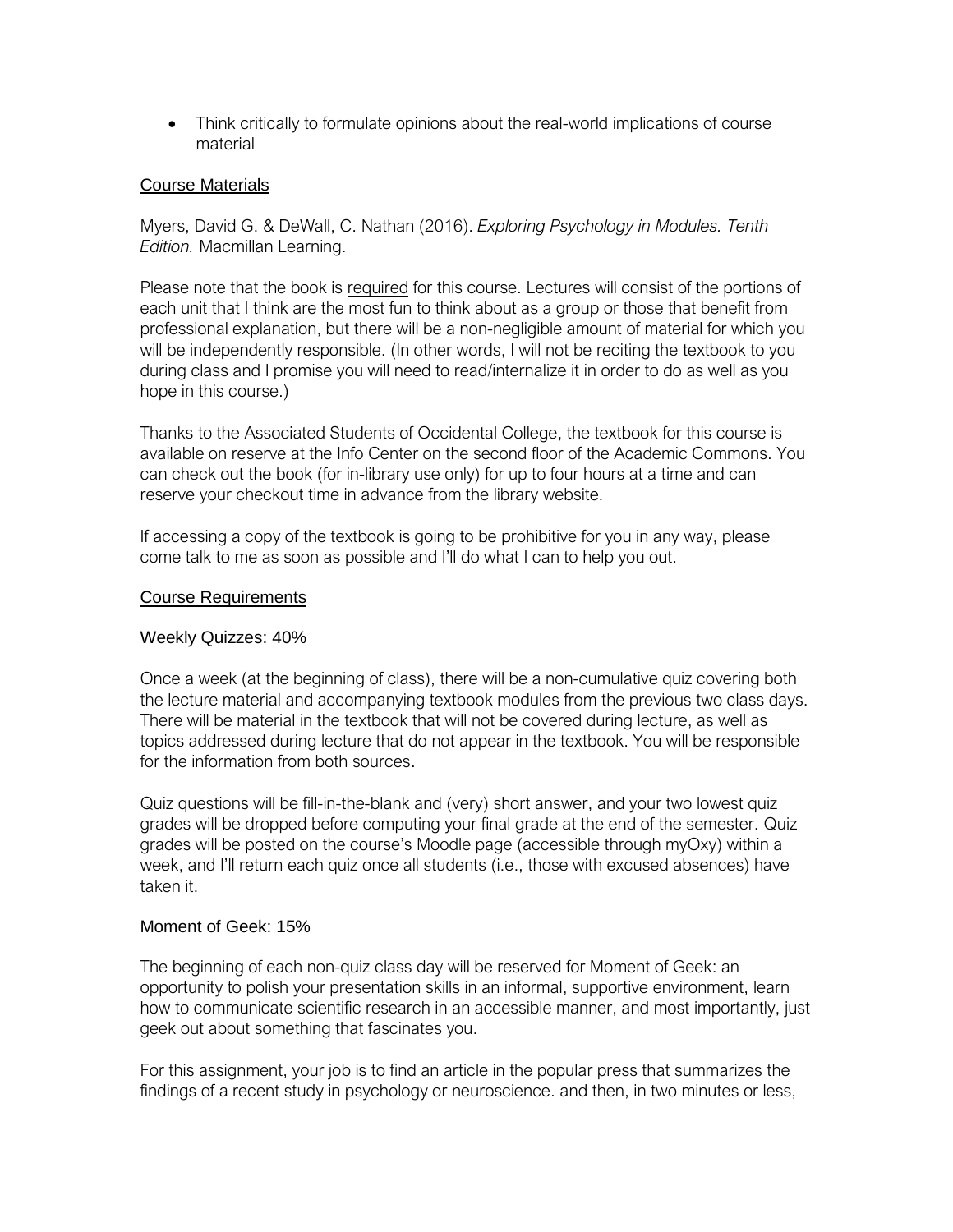- Think critically to formulate opinions about the real-world implications of course material

## Course Materials

Myers, David G. & DeWall, C. Nathan (2016). *Exploring Psychology in Modules. Tenth Edition.* Macmillan Learning.

Please note that the book is required for this course. Lectures will consist of the portions of each unit that I think are the most fun to think about as a group or those that benefit from professional explanation, but there will be a non-negligible amount of material for which you will be independently responsible. (In other words, I will not be reciting the textbook to you during class and I promise you will need to read/internalize it in order to do as well as you hope in this course.)

Thanks to the Associated Students of Occidental College, the textbook for this course is available on reserve at the Info Center on the second floor of the Academic Commons. You can check out the book (for in-library use only) for up to four hours at a time and can reserve your checkout time in advance from the library website.

If accessing a copy of the textbook is going to be prohibitive for you in any way, please come talk to me as soon as possible and I'll do what I can to help you out.

## Course Requirements

### Weekly Quizzes: 40%

Once a week (at the beginning of class), there will be a non-cumulative quiz covering both the lecture material and accompanying textbook modules from the previous two class days. There will be material in the textbook that will not be covered during lecture, as well as topics addressed during lecture that do not appear in the textbook. You will be responsible for the information from both sources.

Quiz questions will be fill-in-the-blank and (very) short answer, and your two lowest quiz grades will be dropped before computing your final grade at the end of the semester. Quiz grades will be posted on the course's Moodle page (accessible through myOxy) within a week, and I'll return each quiz once all students (i.e., those with excused absences) have taken it.

### Moment of Geek: 15%

The beginning of each non-quiz class day will be reserved for Moment of Geek: an opportunity to polish your presentation skills in an informal, supportive environment, learn how to communicate scientific research in an accessible manner, and most importantly, just geek out about something that fascinates you.

For this assignment, your job is to find an article in the popular press that summarizes the findings of a recent study in psychology or neuroscience. and then, in two minutes or less,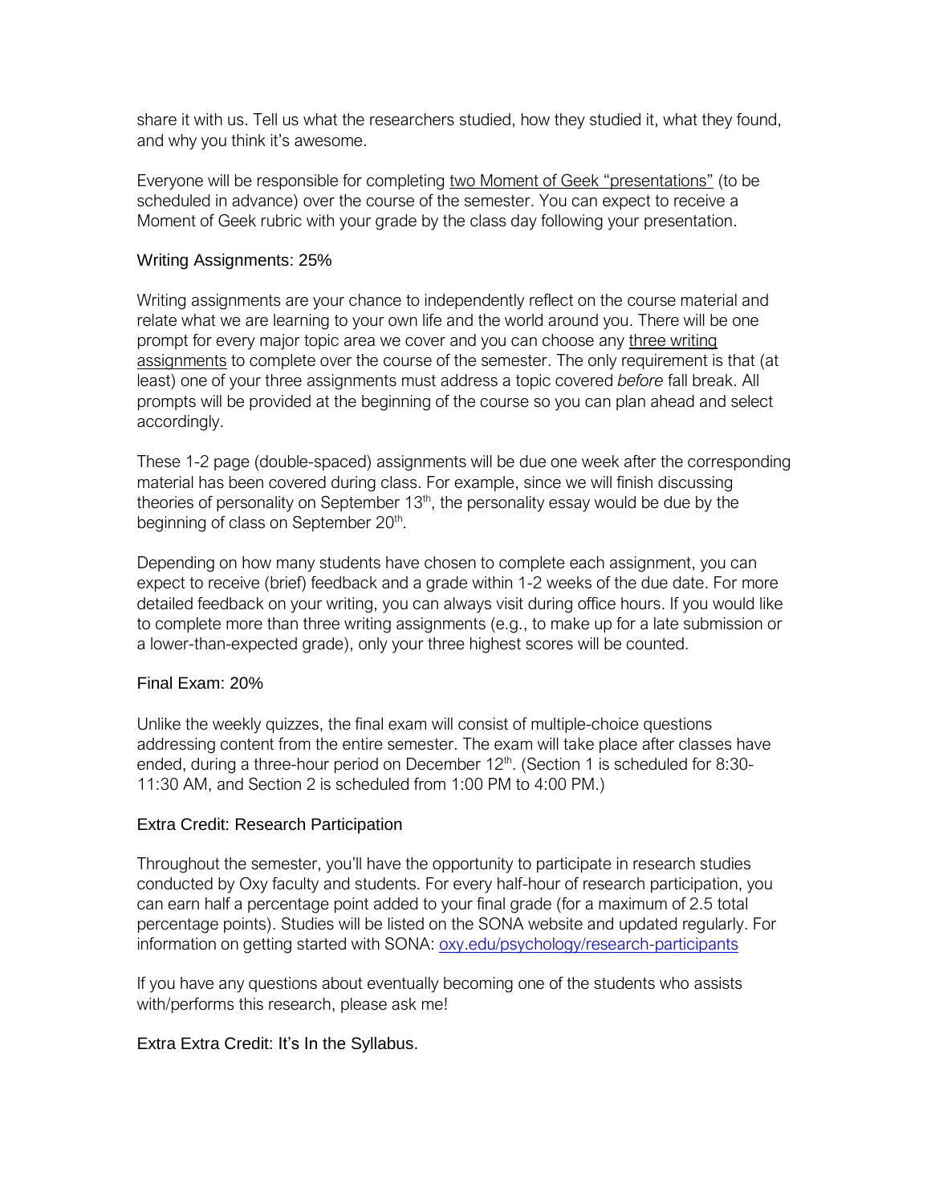share it with us. Tell us what the researchers studied, how they studied it, what they found, and why you think it's awesome.

Everyone will be responsible for completing two Moment of Geek "presentations" (to be scheduled in advance) over the course of the semester. You can expect to receive a Moment of Geek rubric with your grade by the class day following your presentation.

### Writing Assignments: 25%

Writing assignments are your chance to independently reflect on the course material and relate what we are learning to your own life and the world around you. There will be one prompt for every major topic area we cover and you can choose any three writing assignments to complete over the course of the semester. The only requirement is that (at least) one of your three assignments must address a topic covered *before* fall break. All prompts will be provided at the beginning of the course so you can plan ahead and select accordingly.

These 1-2 page (double-spaced) assignments will be due one week after the corresponding material has been covered during class. For example, since we will finish discussing theories of personality on September 13th, the personality essay would be due by the beginning of class on September 20th.

Depending on how many students have chosen to complete each assignment, you can expect to receive (brief) feedback and a grade within 1-2 weeks of the due date. For more detailed feedback on your writing, you can always visit during office hours. If you would like to complete more than three writing assignments (e.g., to make up for a late submission or a lower-than-expected grade), only your three highest scores will be counted.

### Final Exam: 20%

Unlike the weekly quizzes, the final exam will consist of multiple-choice questions addressing content from the entire semester. The exam will take place after classes have ended, during a three-hour period on December 12th. (Section 1 is scheduled for 8:30-11:30 AM, and Section 2 is scheduled from 1:00 PM to 4:00 PM.)

### Extra Credit: Research Participation

Throughout the semester, you'll have the opportunity to participate in research studies conducted by Oxy faculty and students. For every half-hour of research participation, you can earn half a percentage point added to your final grade (for a maximum of 2.5 total percentage points). Studies will be listed on the SONA website and updated regularly. For information on getting started with SONA: [oxy.edu/psychology/research-participants](oxy.edu/psychology/research-participants)

If you have any questions about eventually becoming one of the students who assists with/performs this research, please ask me!

### Extra Extra Credit: It's In the Syllabus.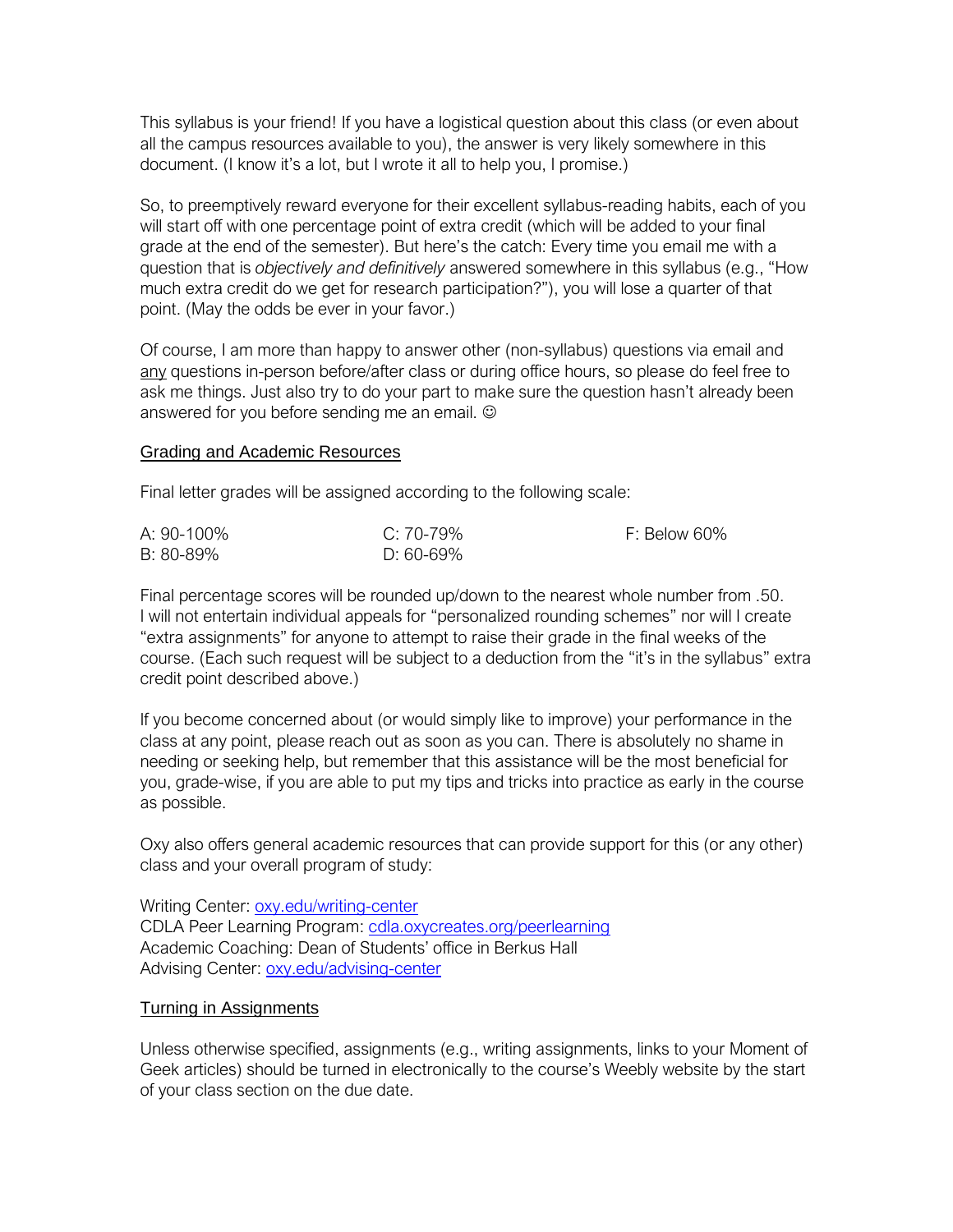This syllabus is your friend! If you have a logistical question about this class (or even about all the campus resources available to you), the answer is very likely somewhere in this document. (I know it's a lot, but I wrote it all to help you, I promise.)

So, to preemptively reward everyone for their excellent syllabus-reading habits, each of you will start off with one percentage point of extra credit (which will be added to your final grade at the end of the semester). But here's the catch: Every time you email me with a question that is *objectively and definitively* answered somewhere in this syllabus (e.g., "How much extra credit do we get for research participation?"), you will lose a quarter of that point. (May the odds be ever in your favor.)

Of course, I am more than happy to answer other (non-syllabus) questions via email and <u>any</u> questions in-person before/after class or during office hours, so please do feel free to ask me things. Just also try to do your part to make sure the question hasn't already been answered for you before sending me an email. ☺

## <u>Grading and Academic Resources</u>

Final letter grades will be assigned according to the following scale:

| | | |
|---|---|---|
| A: 90-100% | C: 70-79% | F: Below 60% |
| B: 80-89% | D: 60-69% | |

Final percentage scores will be rounded up/down to the nearest whole number from .50. I will not entertain individual appeals for "personalized rounding schemes" nor will I create "extra assignments" for anyone to attempt to raise their grade in the final weeks of the course. (Each such request will be subject to a deduction from the "it's in the syllabus" extra credit point described above.)

If you become concerned about (or would simply like to improve) your performance in the class at any point, please reach out as soon as you can. There is absolutely no shame in needing or seeking help, but remember that this assistance will be the most beneficial for you, grade-wise, if you are able to put my tips and tricks into practice as early in the course as possible.

Oxy also offers general academic resources that can provide support for this (or any other) class and your overall program of study:

Writing Center: [oxy.edu/writing-center](oxy.edu/writing-center)
CDLA Peer Learning Program: [cdla.oxycreates.org/peerlearning](cdla.oxycreates.org/peerlearning)
Academic Coaching: Dean of Students' office in Berkus Hall
Advising Center: [oxy.edu/advising-center](oxy.edu/advising-center)

## <u>Turning in Assignments</u>

Unless otherwise specified, assignments (e.g., writing assignments, links to your Moment of Geek articles) should be turned in electronically to the course's Weebly website by the start of your class section on the due date.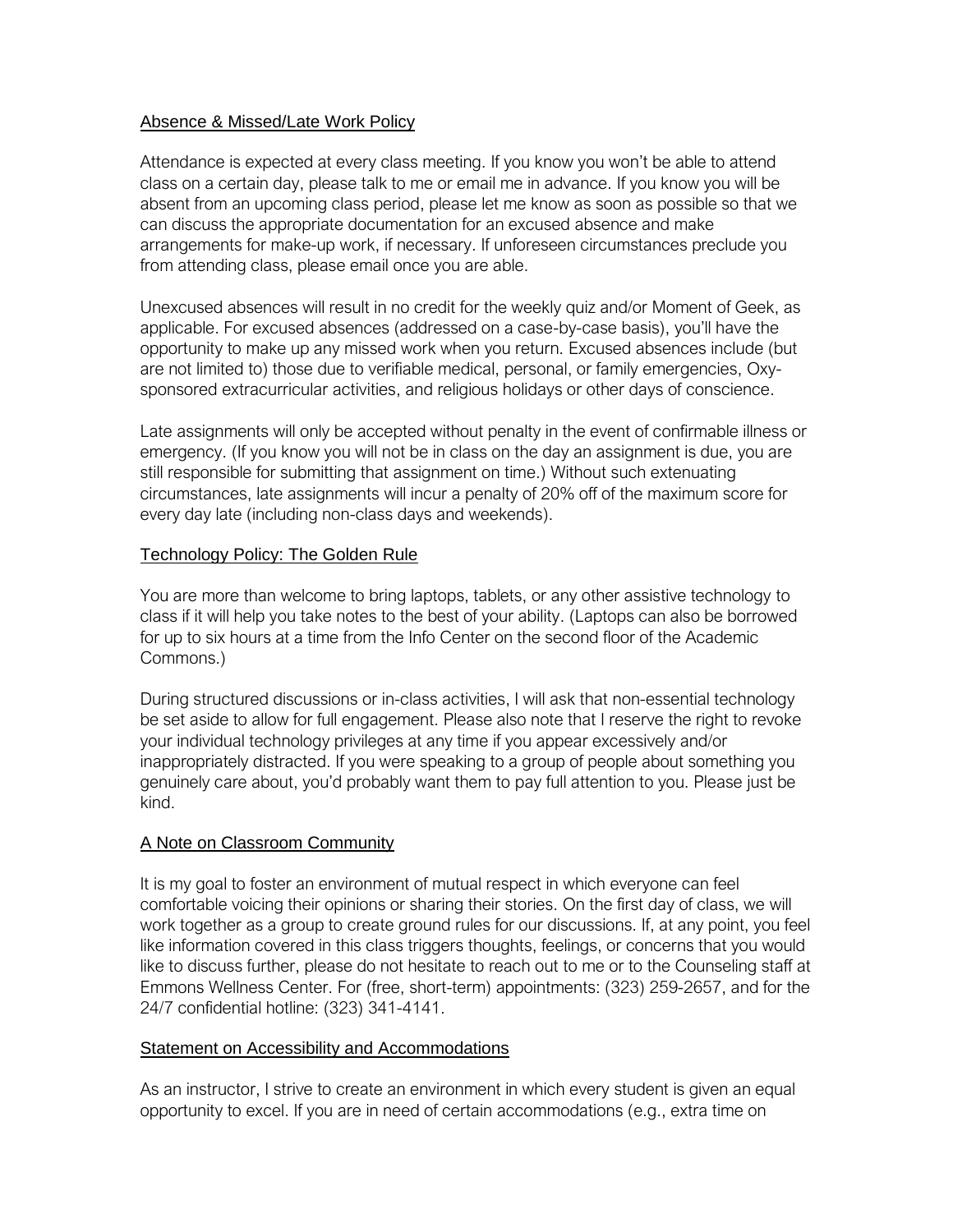## Absence & Missed/Late Work Policy

Attendance is expected at every class meeting. If you know you won't be able to attend class on a certain day, please talk to me or email me in advance. If you know you will be absent from an upcoming class period, please let me know as soon as possible so that we can discuss the appropriate documentation for an excused absence and make arrangements for make-up work, if necessary. If unforeseen circumstances preclude you from attending class, please email once you are able.

Unexcused absences will result in no credit for the weekly quiz and/or Moment of Geek, as applicable. For excused absences (addressed on a case-by-case basis), you'll have the opportunity to make up any missed work when you return. Excused absences include (but are not limited to) those due to verifiable medical, personal, or family emergencies, Oxy-sponsored extracurricular activities, and religious holidays or other days of conscience.

Late assignments will only be accepted without penalty in the event of confirmable illness or emergency. (If you know you will not be in class on the day an assignment is due, you are still responsible for submitting that assignment on time.) Without such extenuating circumstances, late assignments will incur a penalty of 20% off of the maximum score for every day late (including non-class days and weekends).

## Technology Policy: The Golden Rule

You are more than welcome to bring laptops, tablets, or any other assistive technology to class if it will help you take notes to the best of your ability. (Laptops can also be borrowed for up to six hours at a time from the Info Center on the second floor of the Academic Commons.)

During structured discussions or in-class activities, I will ask that non-essential technology be set aside to allow for full engagement. Please also note that I reserve the right to revoke your individual technology privileges at any time if you appear excessively and/or inappropriately distracted. If you were speaking to a group of people about something you genuinely care about, you'd probably want them to pay full attention to you. Please just be kind.

## A Note on Classroom Community

It is my goal to foster an environment of mutual respect in which everyone can feel comfortable voicing their opinions or sharing their stories. On the first day of class, we will work together as a group to create ground rules for our discussions. If, at any point, you feel like information covered in this class triggers thoughts, feelings, or concerns that you would like to discuss further, please do not hesitate to reach out to me or to the Counseling staff at Emmons Wellness Center. For (free, short-term) appointments: (323) 259-2657, and for the 24/7 confidential hotline: (323) 341-4141.

## Statement on Accessibility and Accommodations

As an instructor, I strive to create an environment in which every student is given an equal opportunity to excel. If you are in need of certain accommodations (e.g., extra time on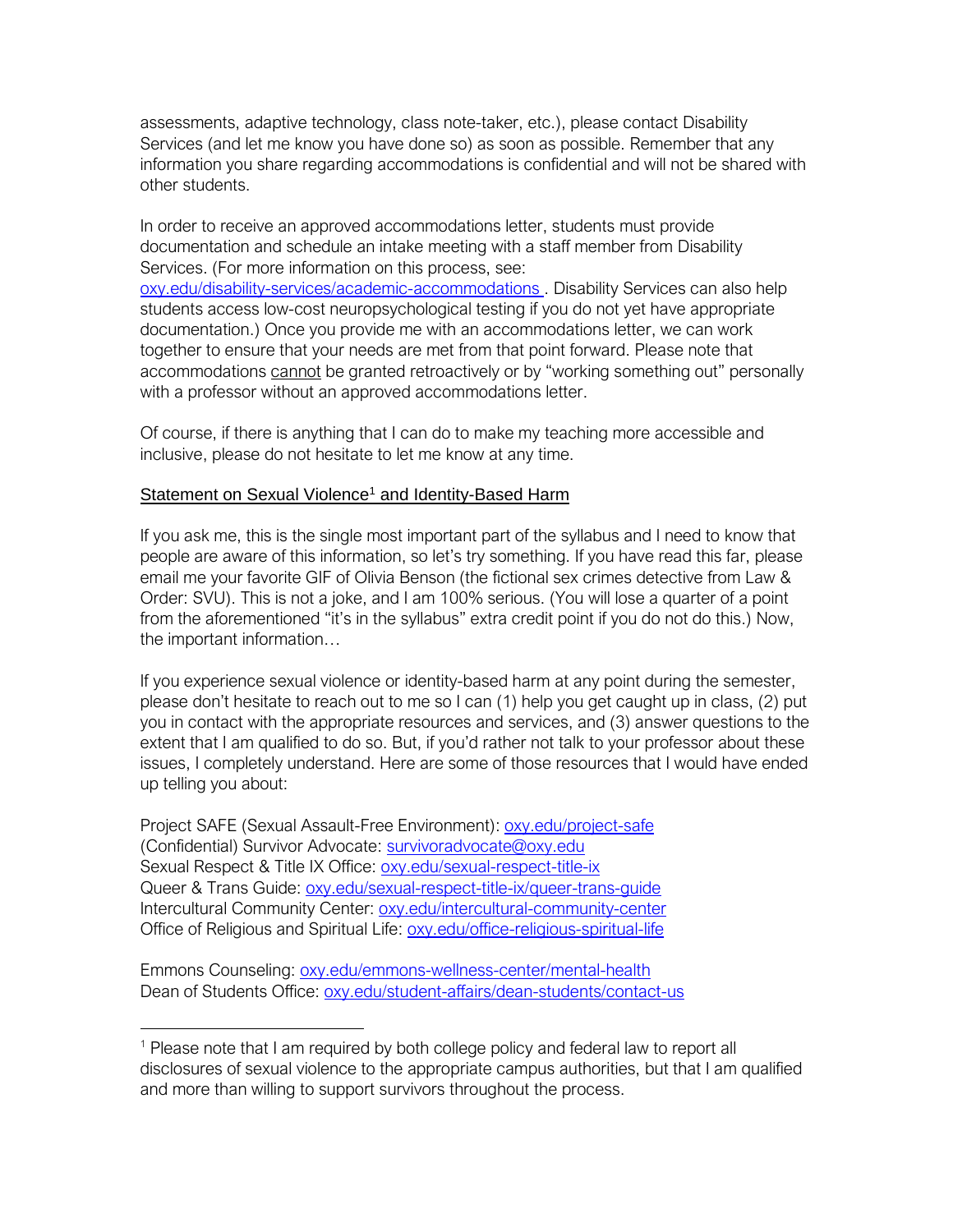assessments, adaptive technology, class note-taker, etc.), please contact Disability Services (and let me know you have done so) as soon as possible. Remember that any information you share regarding accommodations is confidential and will not be shared with other students.

In order to receive an approved accommodations letter, students must provide documentation and schedule an intake meeting with a staff member from Disability Services. (For more information on this process, see: [oxy.edu/disability-services/academic-accommodations](oxy.edu/disability-services/academic-accommodations). Disability Services can also help students access low-cost neuropsychological testing if you do not yet have appropriate documentation.) Once you provide me with an accommodations letter, we can work together to ensure that your needs are met from that point forward. Please note that accommodations <u>cannot</u> be granted retroactively or by "working something out" personally with a professor without an approved accommodations letter.

Of course, if there is anything that I can do to make my teaching more accessible and inclusive, please do not hesitate to let me know at any time.

<u>Statement on Sexual Violence[1] and Identity-Based Harm</u>

If you ask me, this is the single most important part of the syllabus and I need to know that people are aware of this information, so let's try something. If you have read this far, please email me your favorite GIF of Olivia Benson (the fictional sex crimes detective from Law & Order: SVU). This is not a joke, and I am 100% serious. (You will lose a quarter of a point from the aforementioned "it's in the syllabus" extra credit point if you do not do this.) Now, the important information…

If you experience sexual violence or identity-based harm at any point during the semester, please don't hesitate to reach out to me so I can (1) help you get caught up in class, (2) put you in contact with the appropriate resources and services, and (3) answer questions to the extent that I am qualified to do so. But, if you'd rather not talk to your professor about these issues, I completely understand. Here are some of those resources that I would have ended up telling you about:

Project SAFE (Sexual Assault-Free Environment): [oxy.edu/project-safe](oxy.edu/project-safe)
(Confidential) Survivor Advocate: [survivoradvocate@oxy.edu](mailto:survivoradvocate@oxy.edu)
Sexual Respect & Title IX Office: [oxy.edu/sexual-respect-title-ix](oxy.edu/sexual-respect-title-ix)
Queer & Trans Guide: [oxy.edu/sexual-respect-title-ix/queer-trans-guide](oxy.edu/sexual-respect-title-ix/queer-trans-guide)
Intercultural Community Center: [oxy.edu/intercultural-community-center](oxy.edu/intercultural-community-center)
Office of Religious and Spiritual Life: [oxy.edu/office-religious-spiritual-life](oxy.edu/office-religious-spiritual-life)

Emmons Counseling: [oxy.edu/emmons-wellness-center/mental-health](oxy.edu/emmons-wellness-center/mental-health)
Dean of Students Office: [oxy.edu/student-affairs/dean-students/contact-us](oxy.edu/student-affairs/dean-students/contact-us)

---

[1] Please note that I am required by both college policy and federal law to report all disclosures of sexual violence to the appropriate campus authorities, but that I am qualified and more than willing to support survivors throughout the process.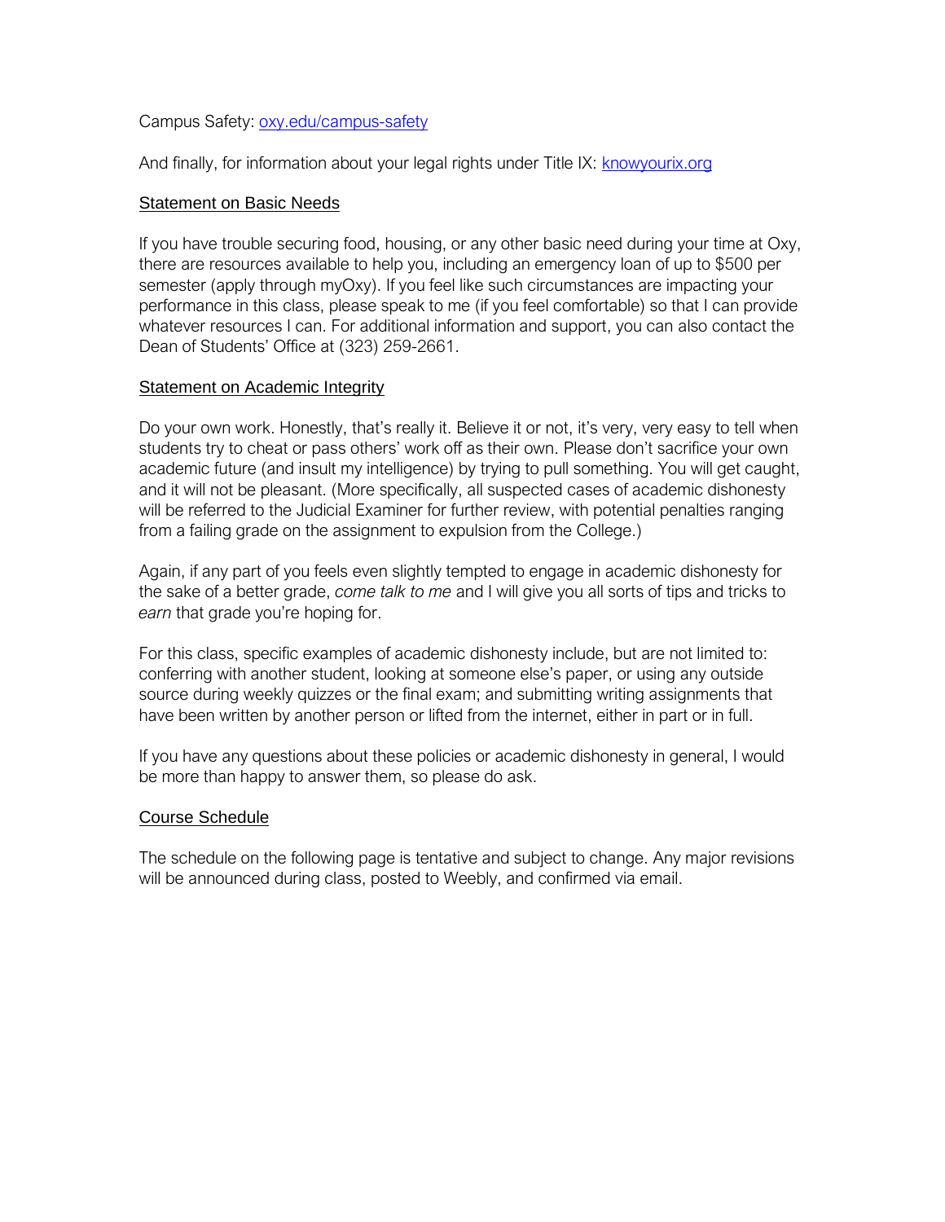Campus Safety: [oxy.edu/campus-safety](oxy.edu/campus-safety)

And finally, for information about your legal rights under Title IX: [knowyourix.org](knowyourix.org)

## Statement on Basic Needs

If you have trouble securing food, housing, or any other basic need during your time at Oxy, there are resources available to help you, including an emergency loan of up to $500 per semester (apply through myOxy). If you feel like such circumstances are impacting your performance in this class, please speak to me (if you feel comfortable) so that I can provide whatever resources I can. For additional information and support, you can also contact the Dean of Students' Office at (323) 259-2661.

## Statement on Academic Integrity

Do your own work. Honestly, that's really it. Believe it or not, it's very, very easy to tell when students try to cheat or pass others' work off as their own. Please don't sacrifice your own academic future (and insult my intelligence) by trying to pull something. You will get caught, and it will not be pleasant. (More specifically, all suspected cases of academic dishonesty will be referred to the Judicial Examiner for further review, with potential penalties ranging from a failing grade on the assignment to expulsion from the College.)

Again, if any part of you feels even slightly tempted to engage in academic dishonesty for the sake of a better grade, *come talk to me* and I will give you all sorts of tips and tricks to *earn* that grade you're hoping for.

For this class, specific examples of academic dishonesty include, but are not limited to: conferring with another student, looking at someone else's paper, or using any outside source during weekly quizzes or the final exam; and submitting writing assignments that have been written by another person or lifted from the internet, either in part or in full.

If you have any questions about these policies or academic dishonesty in general, I would be more than happy to answer them, so please do ask.

## Course Schedule

The schedule on the following page is tentative and subject to change. Any major revisions will be announced during class, posted to Weebly, and confirmed via email.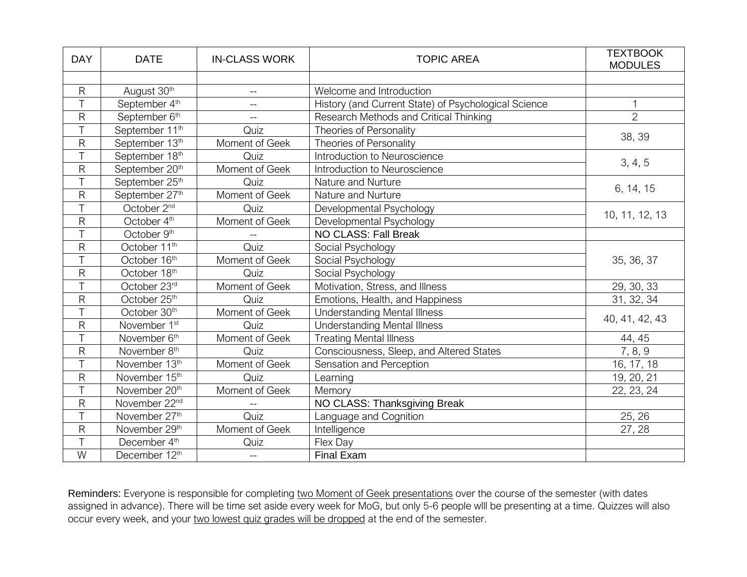| DAY | DATE | IN-CLASS WORK | TOPIC AREA | TEXTBOOK MODULES |
|---|---|---|---|---|
| | | | | |
| R | August 30th | -- | Welcome and Introduction | |
| T | September 4th | -- | History (and Current State) of Psychological Science | 1 |
| R | September 6th | -- | Research Methods and Critical Thinking | 2 |
| T | September 11th | Quiz | Theories of Personality | 38, 39 |
| R | September 13th | Moment of Geek | Theories of Personality | |
| T | September 18th | Quiz | Introduction to Neuroscience | 3, 4, 5 |
| R | September 20th | Moment of Geek | Introduction to Neuroscience | |
| T | September 25th | Quiz | Nature and Nurture | 6, 14, 15 |
| R | September 27th | Moment of Geek | Nature and Nurture | |
| T | October 2nd | Quiz | Developmental Psychology | 10, 11, 12, 13 |
| R | October 4th | Moment of Geek | Developmental Psychology | |
| T | October 9th | -- | NO CLASS: Fall Break | |
| R | October 11th | Quiz | Social Psychology | 35, 36, 37 |
| T | October 16th | Moment of Geek | Social Psychology | |
| R | October 18th | Quiz | Social Psychology | |
| T | October 23rd | Moment of Geek | Motivation, Stress, and Illness | 29, 30, 33 |
| R | October 25th | Quiz | Emotions, Health, and Happiness | 31, 32, 34 |
| T | October 30th | Moment of Geek | Understanding Mental Illness | 40, 41, 42, 43 |
| R | November 1st | Quiz | Understanding Mental Illness | |
| T | November 6th | Moment of Geek | Treating Mental Illness | 44, 45 |
| R | November 8th | Quiz | Consciousness, Sleep, and Altered States | 7, 8, 9 |
| T | November 13th | Moment of Geek | Sensation and Perception | 16, 17, 18 |
| R | November 15th | Quiz | Learning | 19, 20, 21 |
| T | November 20th | Moment of Geek | Memory | 22, 23, 24 |
| R | November 22nd | -- | NO CLASS: Thanksgiving Break | |
| T | November 27th | Quiz | Language and Cognition | 25, 26 |
| R | November 29th | Moment of Geek | Intelligence | 27, 28 |
| T | December 4th | Quiz | Flex Day | |
| W | December 12th | -- | Final Exam | |

Reminders: Everyone is responsible for completing two Moment of Geek presentations over the course of the semester (with dates assigned in advance). There will be time set aside every week for MoG, but only 5-6 people will be presenting at a time. Quizzes will also occur every week, and your two lowest quiz grades will be dropped at the end of the semester.